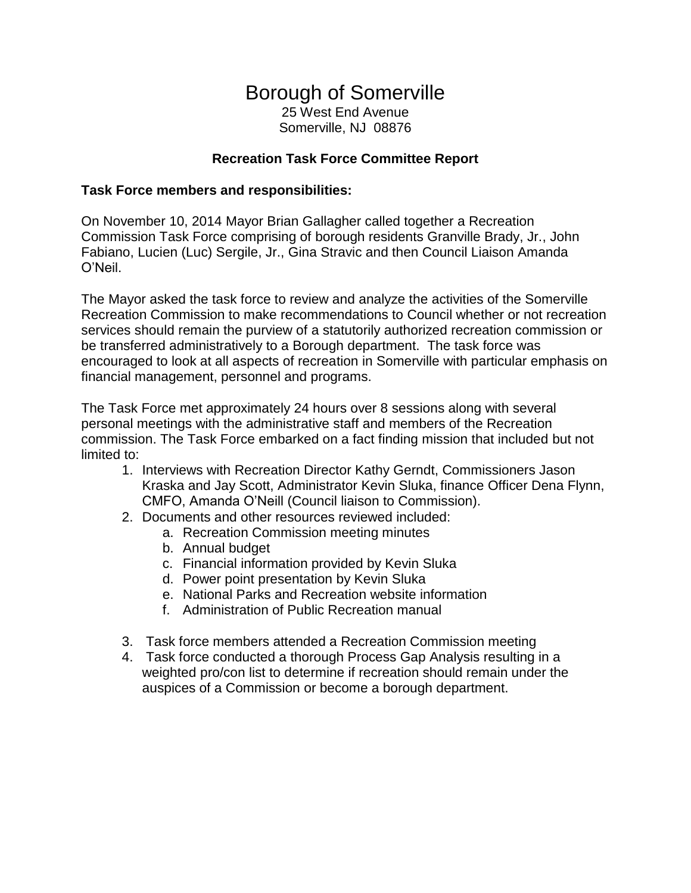# Borough of Somerville

25 West End Avenue
Somerville, NJ 08876

### Recreation Task Force Committee Report

**Task Force members and responsibilities:**

On November 10, 2014 Mayor Brian Gallagher called together a Recreation Commission Task Force comprising of borough residents Granville Brady, Jr., John Fabiano, Lucien (Luc) Sergile, Jr., Gina Stravic and then Council Liaison Amanda O'Neil.

The Mayor asked the task force to review and analyze the activities of the Somerville Recreation Commission to make recommendations to Council whether or not recreation services should remain the purview of a statutorily authorized recreation commission or be transferred administratively to a Borough department. The task force was encouraged to look at all aspects of recreation in Somerville with particular emphasis on financial management, personnel and programs.

The Task Force met approximately 24 hours over 8 sessions along with several personal meetings with the administrative staff and members of the Recreation commission. The Task Force embarked on a fact finding mission that included but not limited to:

1. Interviews with Recreation Director Kathy Gerndt, Commissioners Jason Kraska and Jay Scott, Administrator Kevin Sluka, finance Officer Dena Flynn, CMFO, Amanda O'Neill (Council liaison to Commission).
2. Documents and other resources reviewed included:
   a. Recreation Commission meeting minutes
   b. Annual budget
   c. Financial information provided by Kevin Sluka
   d. Power point presentation by Kevin Sluka
   e. National Parks and Recreation website information
   f. Administration of Public Recreation manual
3. Task force members attended a Recreation Commission meeting
4. Task force conducted a thorough Process Gap Analysis resulting in a weighted pro/con list to determine if recreation should remain under the auspices of a Commission or become a borough department.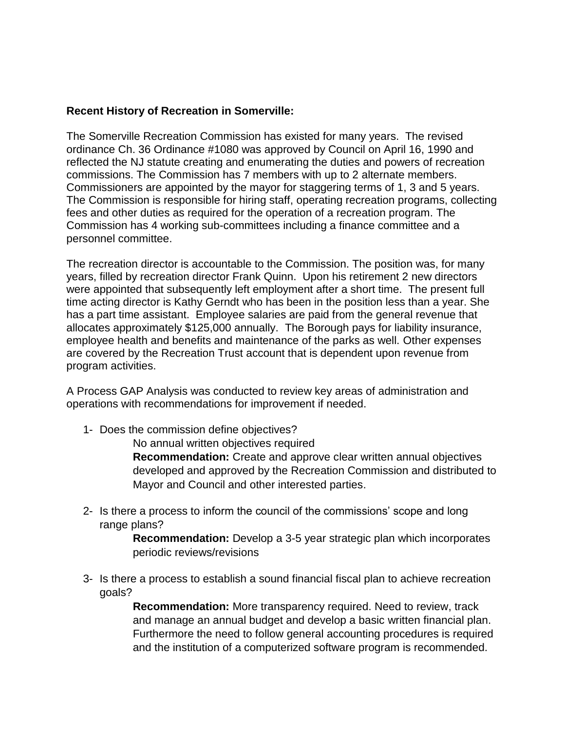**Recent History of Recreation in Somerville:**

The Somerville Recreation Commission has existed for many years. The revised ordinance Ch. 36 Ordinance #1080 was approved by Council on April 16, 1990 and reflected the NJ statute creating and enumerating the duties and powers of recreation commissions. The Commission has 7 members with up to 2 alternate members. Commissioners are appointed by the mayor for staggering terms of 1, 3 and 5 years. The Commission is responsible for hiring staff, operating recreation programs, collecting fees and other duties as required for the operation of a recreation program. The Commission has 4 working sub-committees including a finance committee and a personnel committee.

The recreation director is accountable to the Commission. The position was, for many years, filled by recreation director Frank Quinn. Upon his retirement 2 new directors were appointed that subsequently left employment after a short time. The present full time acting director is Kathy Gerndt who has been in the position less than a year. She has a part time assistant. Employee salaries are paid from the general revenue that allocates approximately $125,000 annually. The Borough pays for liability insurance, employee health and benefits and maintenance of the parks as well. Other expenses are covered by the Recreation Trust account that is dependent upon revenue from program activities.

A Process GAP Analysis was conducted to review key areas of administration and operations with recommendations for improvement if needed.

1- Does the commission define objectives?

   No annual written objectives required

   **Recommendation:** Create and approve clear written annual objectives developed and approved by the Recreation Commission and distributed to Mayor and Council and other interested parties.

2- Is there a process to inform the council of the commissions' scope and long range plans?

   **Recommendation:** Develop a 3-5 year strategic plan which incorporates periodic reviews/revisions

3- Is there a process to establish a sound financial fiscal plan to achieve recreation goals?

   **Recommendation:** More transparency required. Need to review, track and manage an annual budget and develop a basic written financial plan. Furthermore the need to follow general accounting procedures is required and the institution of a computerized software program is recommended.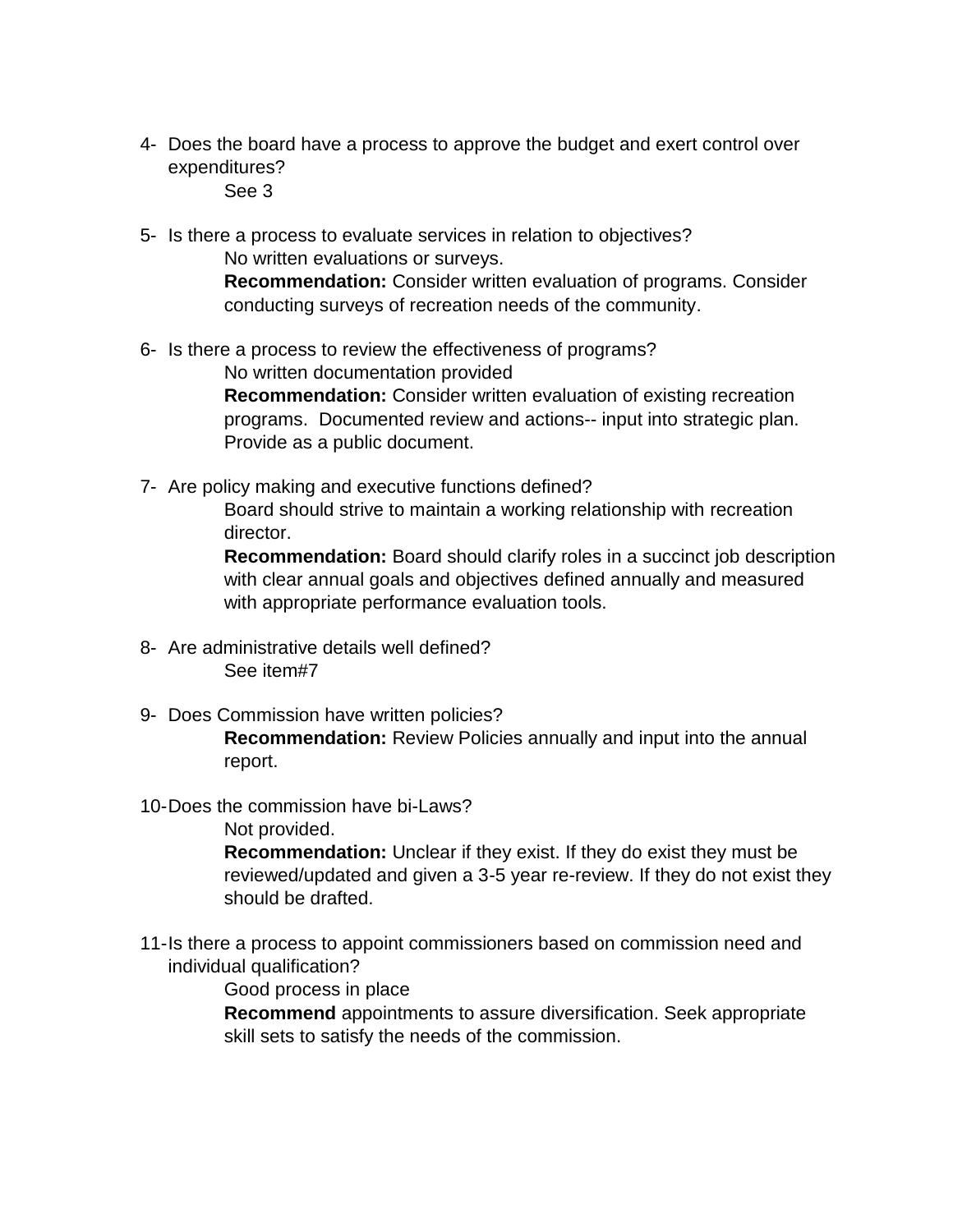4- Does the board have a process to approve the budget and exert control over expenditures?

    See 3

5- Is there a process to evaluate services in relation to objectives?

    No written evaluations or surveys.

    **Recommendation:** Consider written evaluation of programs. Consider conducting surveys of recreation needs of the community.

6- Is there a process to review the effectiveness of programs?

    No written documentation provided

    **Recommendation:** Consider written evaluation of existing recreation programs. Documented review and actions-- input into strategic plan. Provide as a public document.

7- Are policy making and executive functions defined?

    Board should strive to maintain a working relationship with recreation director.

    **Recommendation:** Board should clarify roles in a succinct job description with clear annual goals and objectives defined annually and measured with appropriate performance evaluation tools.

8- Are administrative details well defined?

    See item#7

9- Does Commission have written policies?

    **Recommendation:** Review Policies annually and input into the annual report.

10- Does the commission have bi-Laws?

    Not provided.

    **Recommendation:** Unclear if they exist. If they do exist they must be reviewed/updated and given a 3-5 year re-review. If they do not exist they should be drafted.

11- Is there a process to appoint commissioners based on commission need and individual qualification?

    Good process in place

    **Recommend** appointments to assure diversification. Seek appropriate skill sets to satisfy the needs of the commission.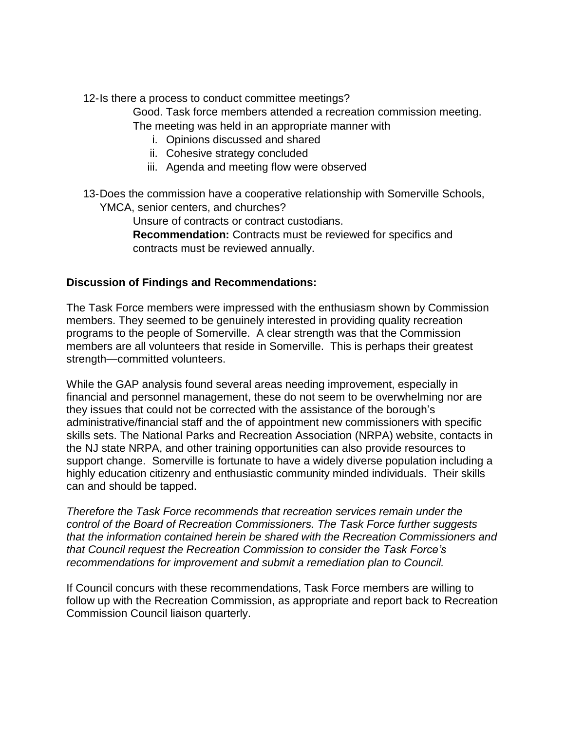12-Is there a process to conduct committee meetings?

Good. Task force members attended a recreation commission meeting. The meeting was held in an appropriate manner with

i. Opinions discussed and shared
ii. Cohesive strategy concluded
iii. Agenda and meeting flow were observed

13-Does the commission have a cooperative relationship with Somerville Schools, YMCA, senior centers, and churches?

Unsure of contracts or contract custodians.

**Recommendation:** Contracts must be reviewed for specifics and contracts must be reviewed annually.

**Discussion of Findings and Recommendations:**

The Task Force members were impressed with the enthusiasm shown by Commission members. They seemed to be genuinely interested in providing quality recreation programs to the people of Somerville. A clear strength was that the Commission members are all volunteers that reside in Somerville. This is perhaps their greatest strength—committed volunteers.

While the GAP analysis found several areas needing improvement, especially in financial and personnel management, these do not seem to be overwhelming nor are they issues that could not be corrected with the assistance of the borough's administrative/financial staff and the of appointment new commissioners with specific skills sets. The National Parks and Recreation Association (NRPA) website, contacts in the NJ state NRPA, and other training opportunities can also provide resources to support change. Somerville is fortunate to have a widely diverse population including a highly education citizenry and enthusiastic community minded individuals. Their skills can and should be tapped.

*Therefore the Task Force recommends that recreation services remain under the control of the Board of Recreation Commissioners. The Task Force further suggests that the information contained herein be shared with the Recreation Commissioners and that Council request the Recreation Commission to consider the Task Force's recommendations for improvement and submit a remediation plan to Council.*

If Council concurs with these recommendations, Task Force members are willing to follow up with the Recreation Commission, as appropriate and report back to Recreation Commission Council liaison quarterly.